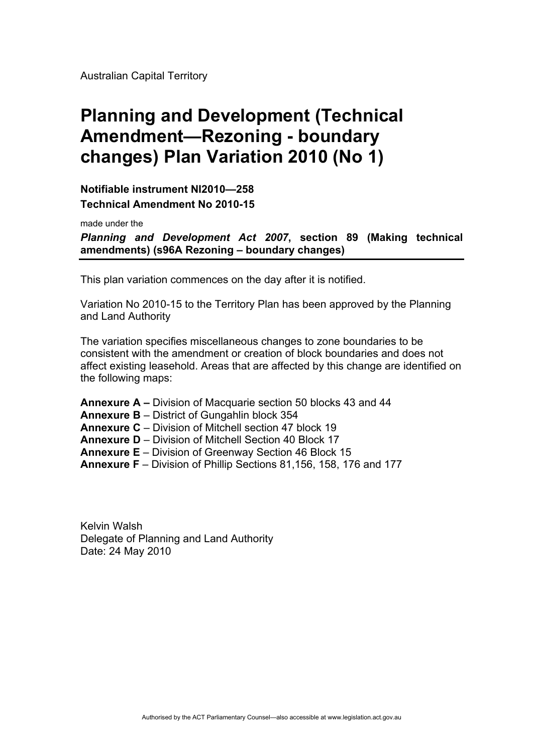Australian Capital Territory

# Planning and Development (Technical Amendment—Rezoning - boundary changes) Plan Variation 2010 (No 1)

**Notifiable instrument NI2010—258**

**Technical Amendment No 2010-15**

made under the

***Planning and Development Act 2007*, section 89 (Making technical amendments) (s96A Rezoning – boundary changes)**

This plan variation commences on the day after it is notified.

Variation No 2010-15 to the Territory Plan has been approved by the Planning and Land Authority

The variation specifies miscellaneous changes to zone boundaries to be consistent with the amendment or creation of block boundaries and does not affect existing leasehold. Areas that are affected by this change are identified on the following maps:

**Annexure A –** Division of Macquarie section 50 blocks 43 and 44
**Annexure B** – District of Gungahlin block 354
**Annexure C** – Division of Mitchell section 47 block 19
**Annexure D** – Division of Mitchell Section 40 Block 17
**Annexure E** – Division of Greenway Section 46 Block 15
**Annexure F** – Division of Phillip Sections 81,156, 158, 176 and 177

Kelvin Walsh
Delegate of Planning and Land Authority
Date: 24 May 2010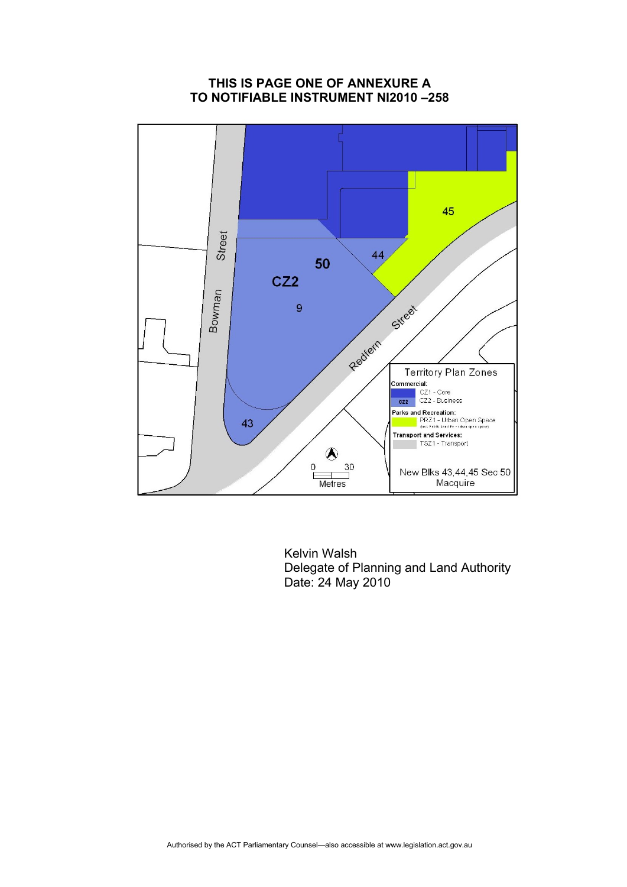**THIS IS PAGE ONE OF ANNEXURE A TO NOTIFIABLE INSTRUMENT NI2010 –258**

Kelvin Walsh
Delegate of Planning and Land Authority
Date: 24 May 2010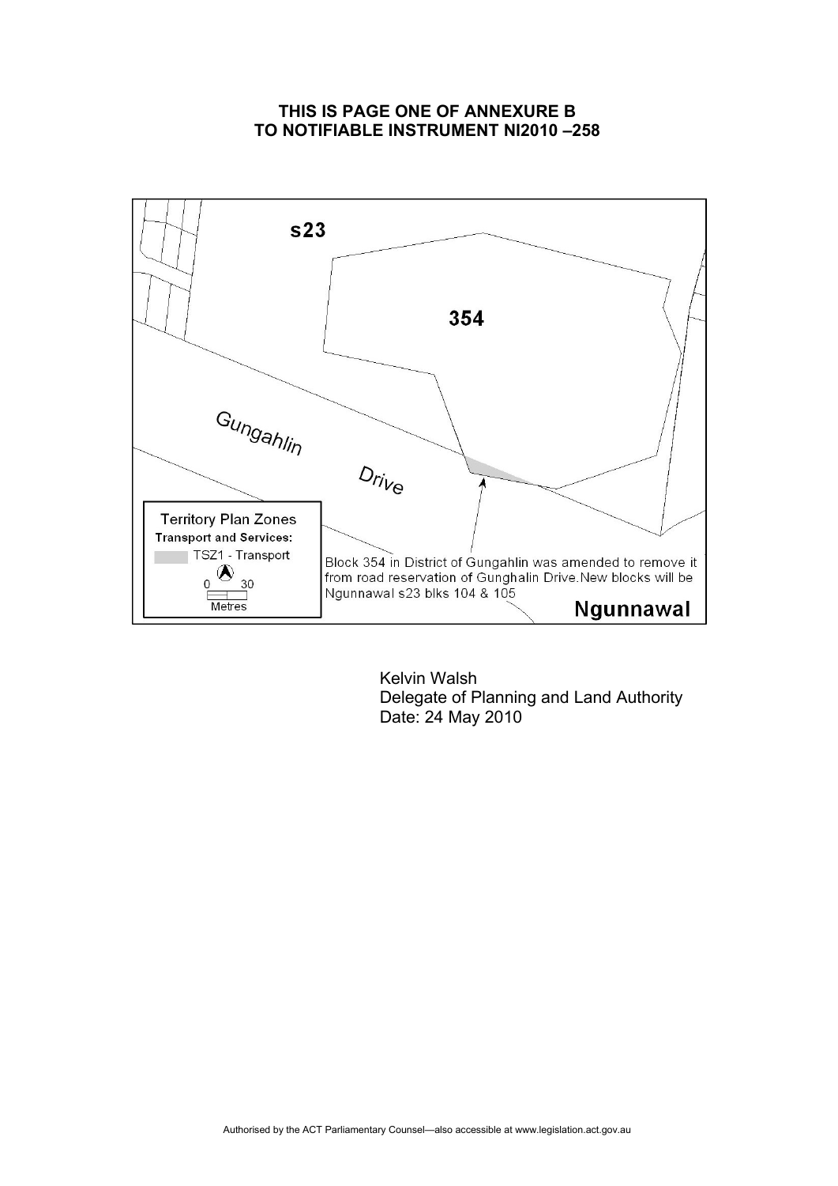**THIS IS PAGE ONE OF ANNEXURE B**
**TO NOTIFIABLE INSTRUMENT NI2010 –258**

s23

354

Gungahlin Drive

Territory Plan Zones
**Transport and Services:**
TSZ1 - Transport

0 30
Metres

Block 354 in District of Gungahlin was amended to remove it from road reservation of Gunghalin Drive.New blocks will be Ngunnawal s23 blks 104 & 105

Ngunnawal

Kelvin Walsh
Delegate of Planning and Land Authority
Date: 24 May 2010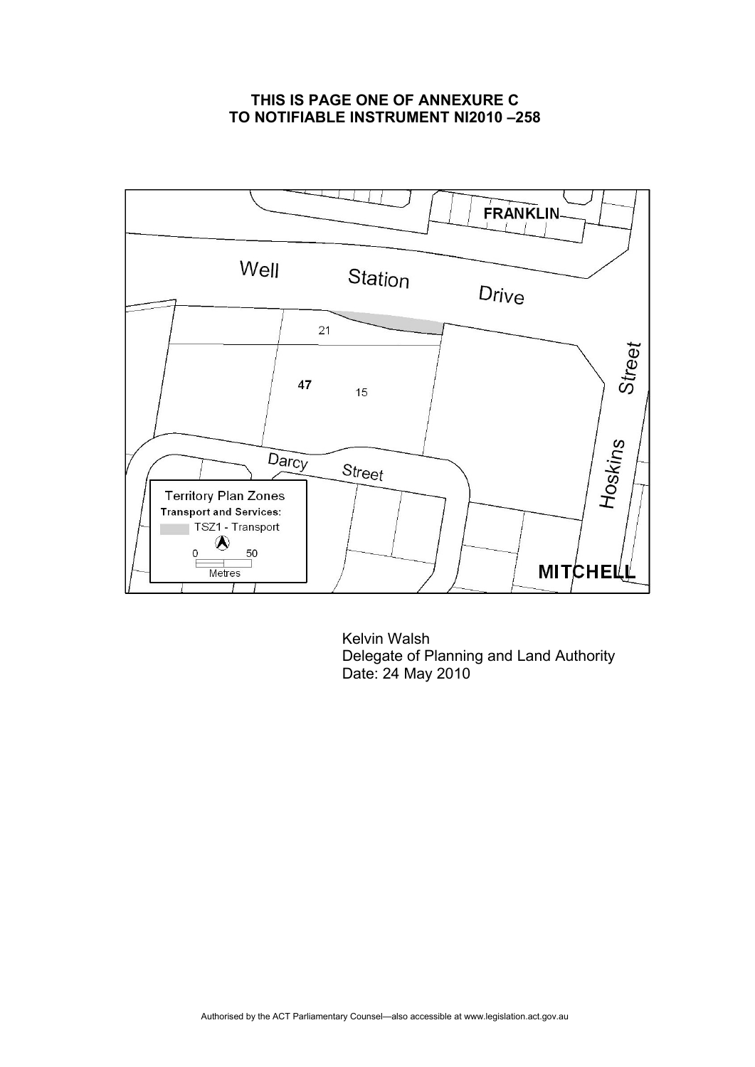**THIS IS PAGE ONE OF ANNEXURE C**
**TO NOTIFIABLE INSTRUMENT NI2010 –258**

FRANKLIN

Well Station Drive

21

47

15

Darcy Street

Hoskins Street

Territory Plan Zones
Transport and Services:
TSZ1 - Transport

0 50
Metres

MITCHELL

Kelvin Walsh
Delegate of Planning and Land Authority
Date: 24 May 2010

Authorised by the ACT Parliamentary Counsel—also accessible at www.legislation.act.gov.au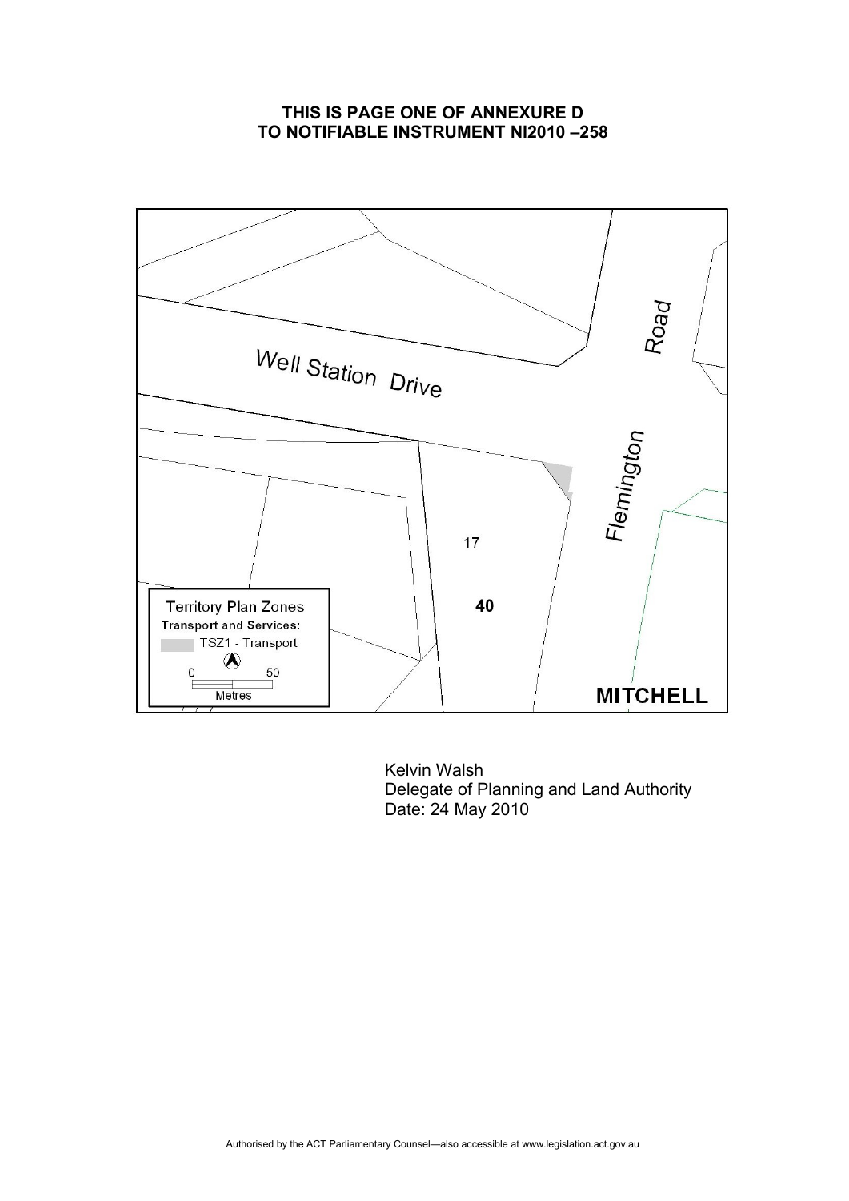**THIS IS PAGE ONE OF ANNEXURE D TO NOTIFIABLE INSTRUMENT NI2010 –258**

Well Station Drive

Flemington Road

17

40

Territory Plan Zones

**Transport and Services:**

TSZ1 - Transport

0 50

Metres

**MITCHELL**

Kelvin Walsh
Delegate of Planning and Land Authority
Date: 24 May 2010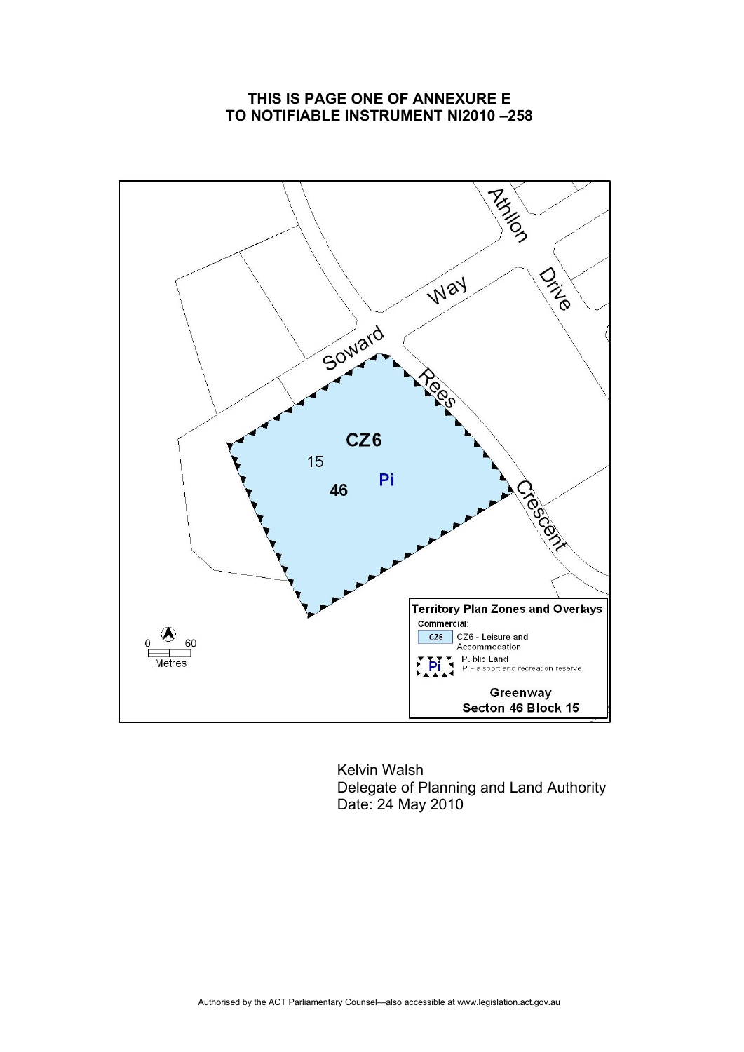**THIS IS PAGE ONE OF ANNEXURE E TO NOTIFIABLE INSTRUMENT NI2010 –258**

Athllon Drive

Soward Way

Rees Crescent

CZ6

15

46

Pi

0 60
Metres

**Territory Plan Zones and Overlays**

**Commercial:**

CZ6 - **Leisure and Accommodation**

Public Land
Pi - a sport and recreation reserve

**Greenway**
**Secton 46 Block 15**

Kelvin Walsh
Delegate of Planning and Land Authority
Date: 24 May 2010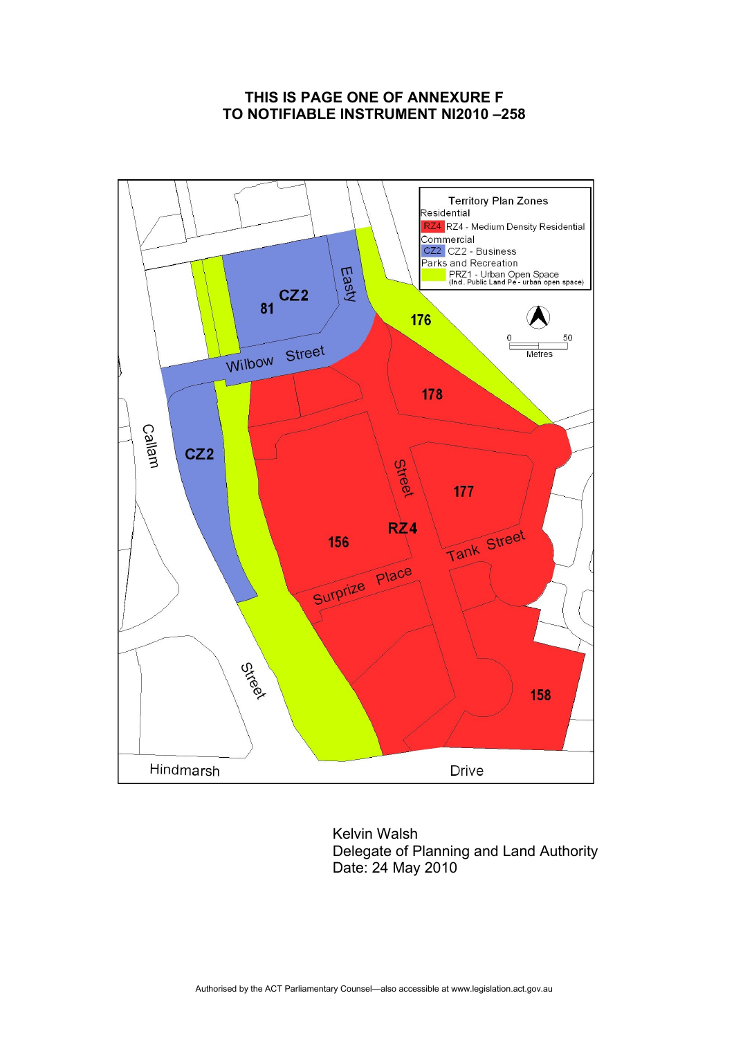**THIS IS PAGE ONE OF ANNEXURE F**
**TO NOTIFIABLE INSTRUMENT NI2010 –258**

Territory Plan Zones

Residential

RZ4 RZ4 - Medium Density Residential

Commercial

CZ2 CZ2 - Business

Parks and Recreation

PRZ1 - Urban Open Space
(Incl. Public Land Pe - urban open space)

0 50
Metres

CZ2
81
Easty
176
Wilbow Street
178
Callam
CZ2
Street
177
RZ4
156
Tank Street
Surprize Place
Street
158
Hindmarsh
Drive

Kelvin Walsh
Delegate of Planning and Land Authority
Date: 24 May 2010